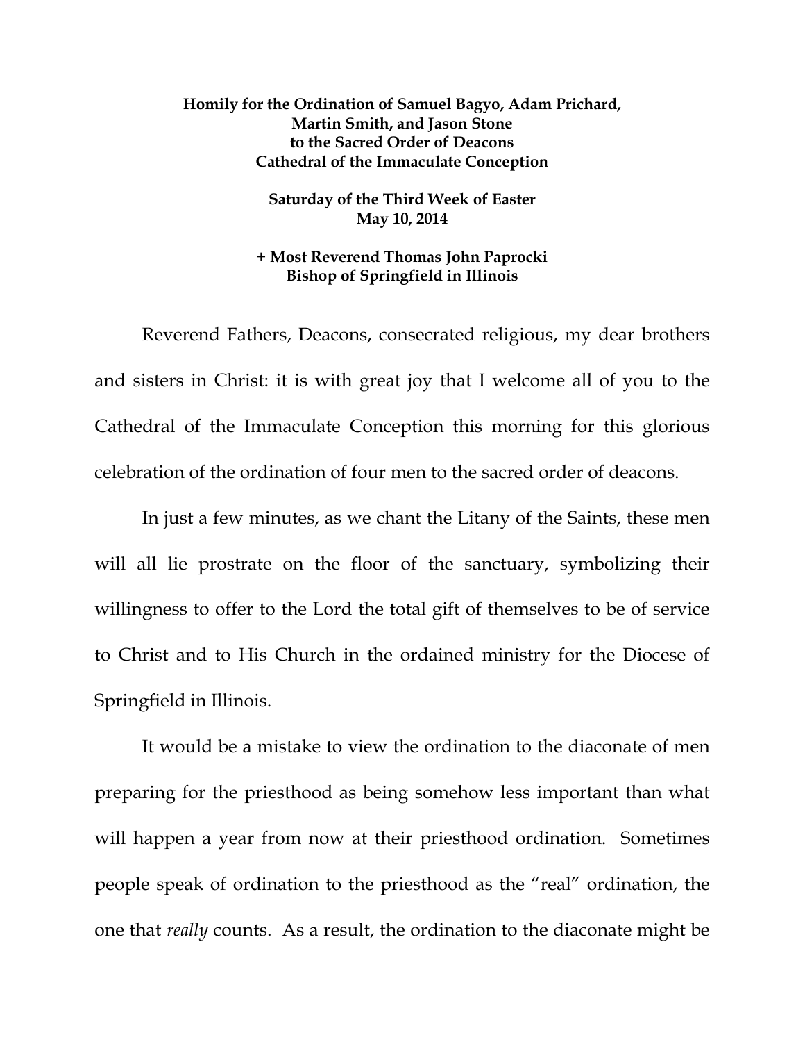**Homily for the Ordination of Samuel Bagyo, Adam Prichard, Martin Smith, and Jason Stone to the Sacred Order of Deacons Cathedral of the Immaculate Conception**

**Saturday of the Third Week of Easter May 10, 2014**

**+ Most Reverend Thomas John Paprocki Bishop of Springfield in Illinois**

Reverend Fathers, Deacons, consecrated religious, my dear brothers and sisters in Christ: it is with great joy that I welcome all of you to the Cathedral of the Immaculate Conception this morning for this glorious celebration of the ordination of four men to the sacred order of deacons.

In just a few minutes, as we chant the Litany of the Saints, these men will all lie prostrate on the floor of the sanctuary, symbolizing their willingness to offer to the Lord the total gift of themselves to be of service to Christ and to His Church in the ordained ministry for the Diocese of Springfield in Illinois.

It would be a mistake to view the ordination to the diaconate of men preparing for the priesthood as being somehow less important than what will happen a year from now at their priesthood ordination. Sometimes people speak of ordination to the priesthood as the "real" ordination, the one that *really* counts. As a result, the ordination to the diaconate might be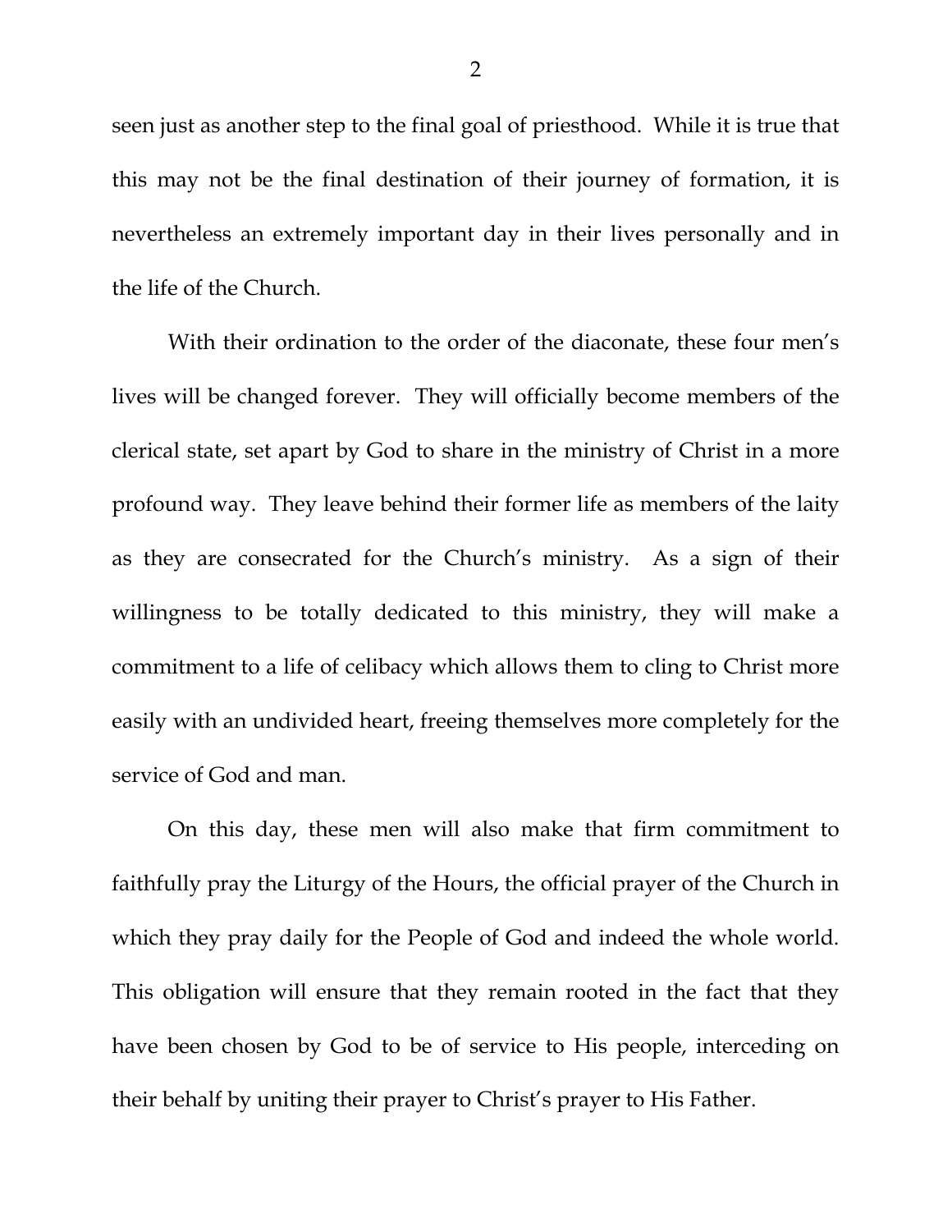seen just as another step to the final goal of priesthood. While it is true that this may not be the final destination of their journey of formation, it is nevertheless an extremely important day in their lives personally and in the life of the Church.

With their ordination to the order of the diaconate, these four men's lives will be changed forever. They will officially become members of the clerical state, set apart by God to share in the ministry of Christ in a more profound way. They leave behind their former life as members of the laity as they are consecrated for the Church's ministry. As a sign of their willingness to be totally dedicated to this ministry, they will make a commitment to a life of celibacy which allows them to cling to Christ more easily with an undivided heart, freeing themselves more completely for the service of God and man.

On this day, these men will also make that firm commitment to faithfully pray the Liturgy of the Hours, the official prayer of the Church in which they pray daily for the People of God and indeed the whole world. This obligation will ensure that they remain rooted in the fact that they have been chosen by God to be of service to His people, interceding on their behalf by uniting their prayer to Christ's prayer to His Father.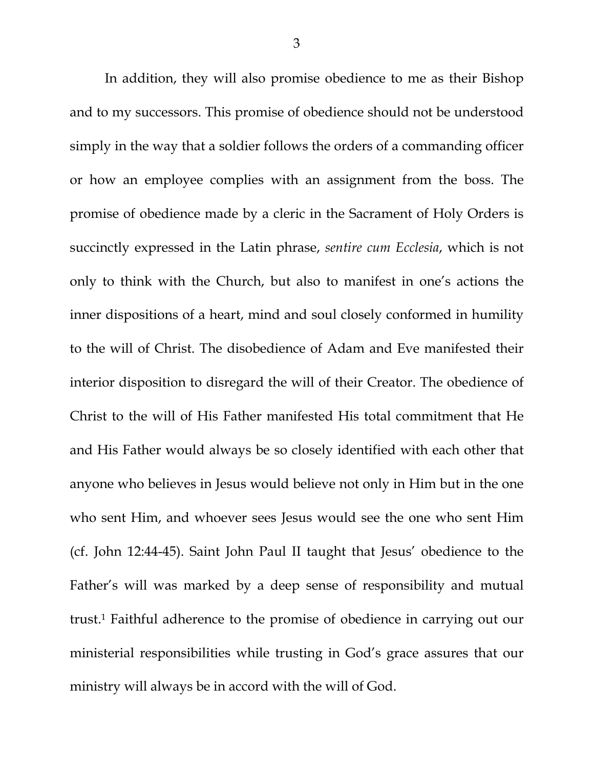In addition, they will also promise obedience to me as their Bishop and to my successors. This promise of obedience should not be understood simply in the way that a soldier follows the orders of a commanding officer or how an employee complies with an assignment from the boss. The promise of obedience made by a cleric in the Sacrament of Holy Orders is succinctly expressed in the Latin phrase, *sentire cum Ecclesia*, which is not only to think with the Church, but also to manifest in one's actions the inner dispositions of a heart, mind and soul closely conformed in humility to the will of Christ. The disobedience of Adam and Eve manifested their interior disposition to disregard the will of their Creator. The obedience of Christ to the will of His Father manifested His total commitment that He and His Father would always be so closely identified with each other that anyone who believes in Jesus would believe not only in Him but in the one who sent Him, and whoever sees Jesus would see the one who sent Him (cf. John 12:44-45). Saint John Paul II taught that Jesus' obedience to the Father's will was marked by a deep sense of responsibility and mutual trust.[1] Faithful adherence to the promise of obedience in carrying out our ministerial responsibilities while trusting in God's grace assures that our ministry will always be in accord with the will of God.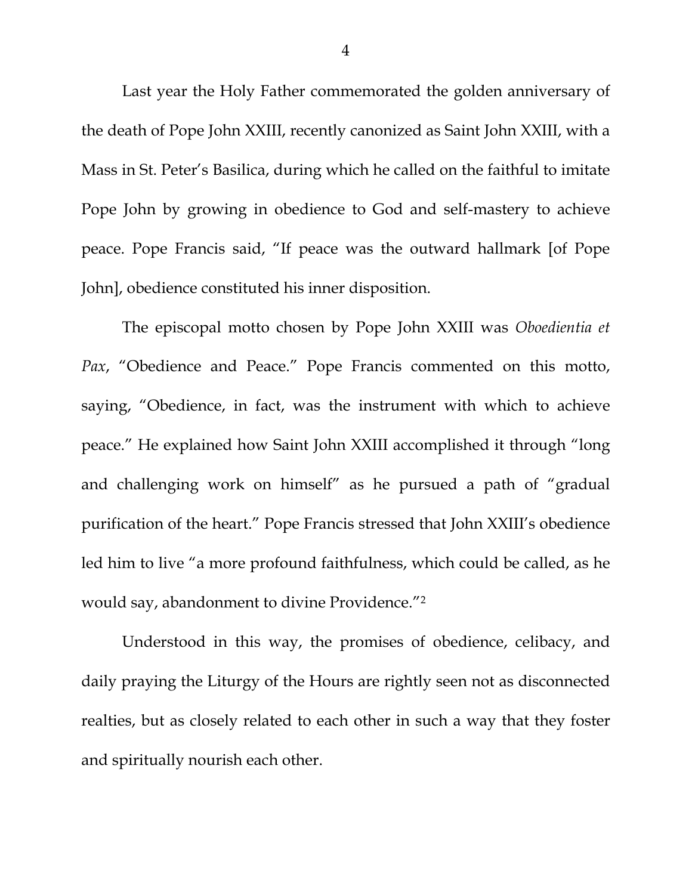Last year the Holy Father commemorated the golden anniversary of the death of Pope John XXIII, recently canonized as Saint John XXIII, with a Mass in St. Peter's Basilica, during which he called on the faithful to imitate Pope John by growing in obedience to God and self-mastery to achieve peace. Pope Francis said, "If peace was the outward hallmark [of Pope John], obedience constituted his inner disposition.

The episcopal motto chosen by Pope John XXIII was *Oboedientia et Pax*, "Obedience and Peace." Pope Francis commented on this motto, saying, "Obedience, in fact, was the instrument with which to achieve peace." He explained how Saint John XXIII accomplished it through "long and challenging work on himself" as he pursued a path of "gradual purification of the heart." Pope Francis stressed that John XXIII's obedience led him to live "a more profound faithfulness, which could be called, as he would say, abandonment to divine Providence."[2]

Understood in this way, the promises of obedience, celibacy, and daily praying the Liturgy of the Hours are rightly seen not as disconnected realties, but as closely related to each other in such a way that they foster and spiritually nourish each other.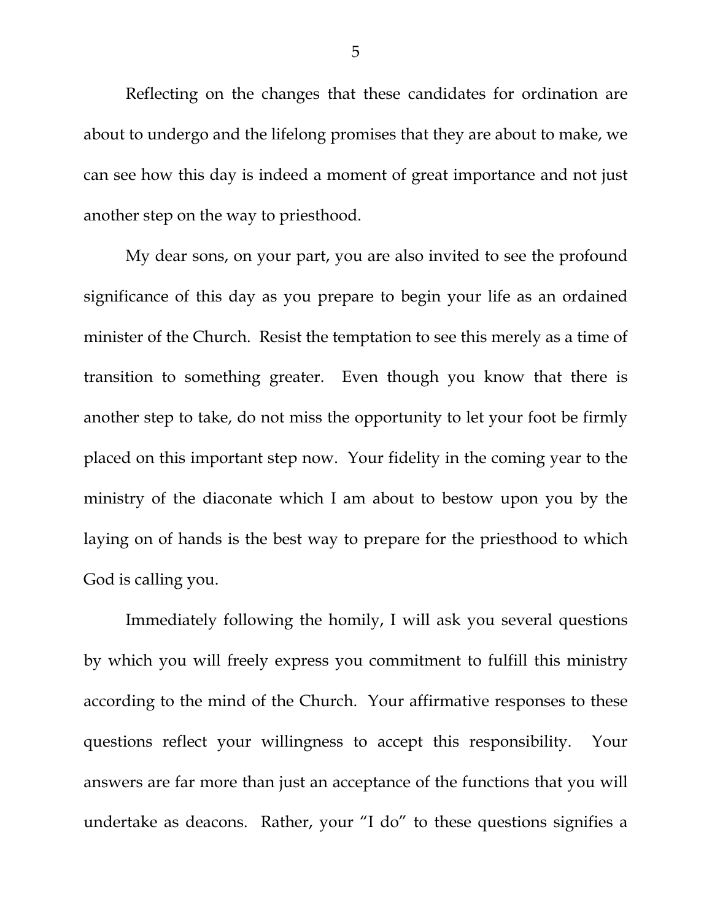Reflecting on the changes that these candidates for ordination are about to undergo and the lifelong promises that they are about to make, we can see how this day is indeed a moment of great importance and not just another step on the way to priesthood.

My dear sons, on your part, you are also invited to see the profound significance of this day as you prepare to begin your life as an ordained minister of the Church. Resist the temptation to see this merely as a time of transition to something greater. Even though you know that there is another step to take, do not miss the opportunity to let your foot be firmly placed on this important step now. Your fidelity in the coming year to the ministry of the diaconate which I am about to bestow upon you by the laying on of hands is the best way to prepare for the priesthood to which God is calling you.

Immediately following the homily, I will ask you several questions by which you will freely express you commitment to fulfill this ministry according to the mind of the Church. Your affirmative responses to these questions reflect your willingness to accept this responsibility. Your answers are far more than just an acceptance of the functions that you will undertake as deacons. Rather, your "I do" to these questions signifies a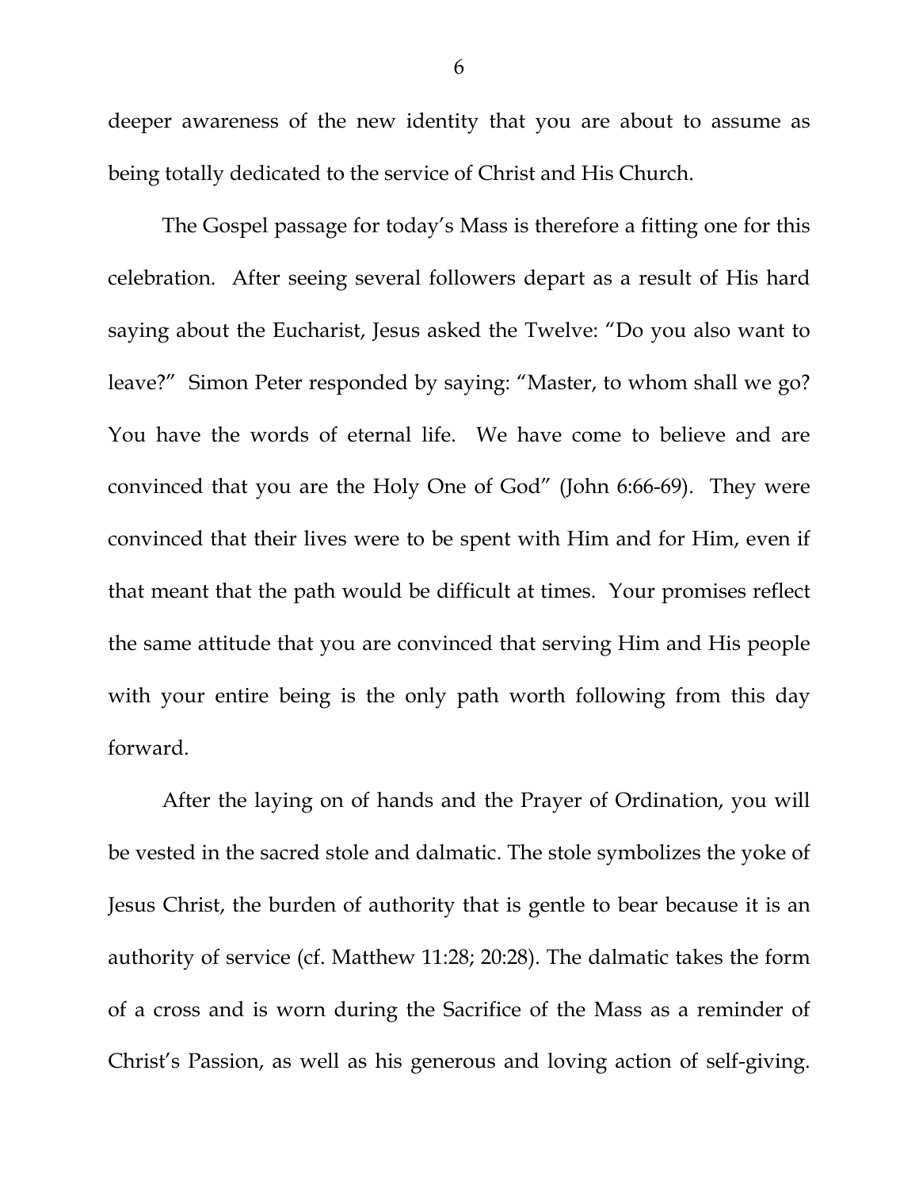deeper awareness of the new identity that you are about to assume as being totally dedicated to the service of Christ and His Church.

The Gospel passage for today's Mass is therefore a fitting one for this celebration. After seeing several followers depart as a result of His hard saying about the Eucharist, Jesus asked the Twelve: "Do you also want to leave?" Simon Peter responded by saying: "Master, to whom shall we go? You have the words of eternal life. We have come to believe and are convinced that you are the Holy One of God" (John 6:66-69). They were convinced that their lives were to be spent with Him and for Him, even if that meant that the path would be difficult at times. Your promises reflect the same attitude that you are convinced that serving Him and His people with your entire being is the only path worth following from this day forward.

After the laying on of hands and the Prayer of Ordination, you will be vested in the sacred stole and dalmatic. The stole symbolizes the yoke of Jesus Christ, the burden of authority that is gentle to bear because it is an authority of service (cf. Matthew 11:28; 20:28). The dalmatic takes the form of a cross and is worn during the Sacrifice of the Mass as a reminder of Christ's Passion, as well as his generous and loving action of self-giving.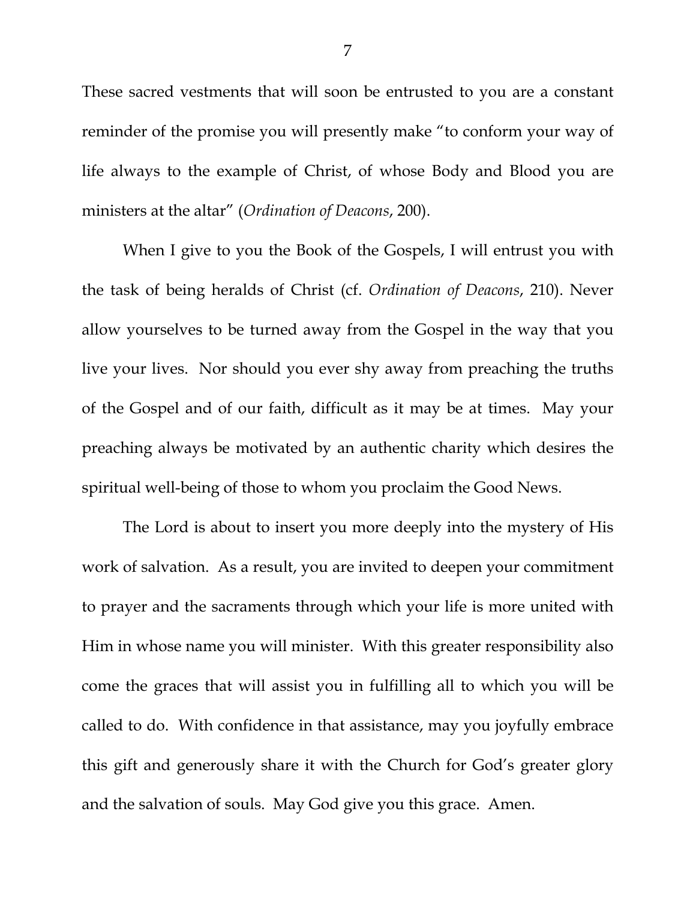These sacred vestments that will soon be entrusted to you are a constant reminder of the promise you will presently make "to conform your way of life always to the example of Christ, of whose Body and Blood you are ministers at the altar" (*Ordination of Deacons*, 200).

When I give to you the Book of the Gospels, I will entrust you with the task of being heralds of Christ (cf. *Ordination of Deacons*, 210). Never allow yourselves to be turned away from the Gospel in the way that you live your lives. Nor should you ever shy away from preaching the truths of the Gospel and of our faith, difficult as it may be at times. May your preaching always be motivated by an authentic charity which desires the spiritual well-being of those to whom you proclaim the Good News.

The Lord is about to insert you more deeply into the mystery of His work of salvation. As a result, you are invited to deepen your commitment to prayer and the sacraments through which your life is more united with Him in whose name you will minister. With this greater responsibility also come the graces that will assist you in fulfilling all to which you will be called to do. With confidence in that assistance, may you joyfully embrace this gift and generously share it with the Church for God's greater glory and the salvation of souls. May God give you this grace. Amen.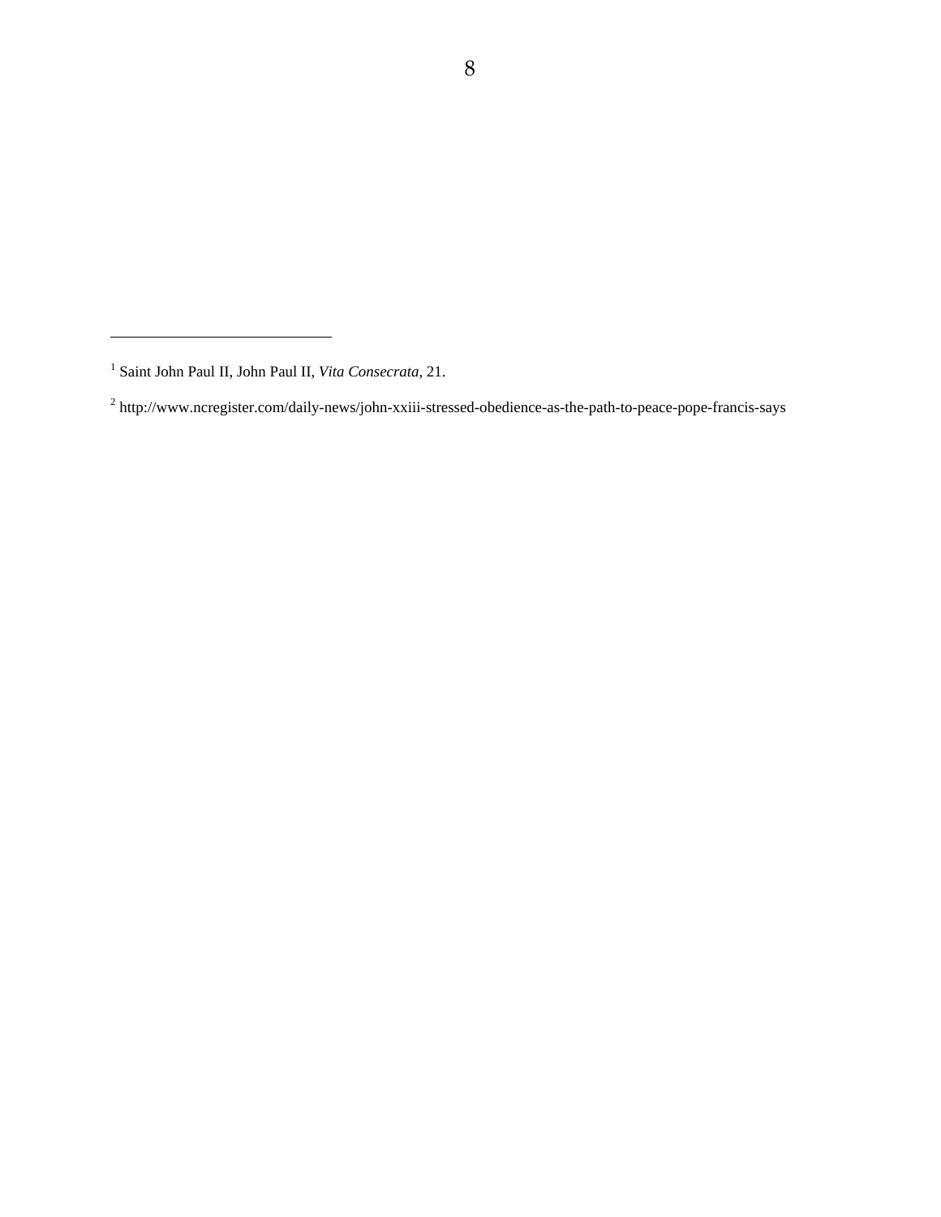[1] Saint John Paul II, John Paul II, *Vita Consecrata,* 21.

[2] http://www.ncregister.com/daily-news/john-xxiii-stressed-obedience-as-the-path-to-peace-pope-francis-says